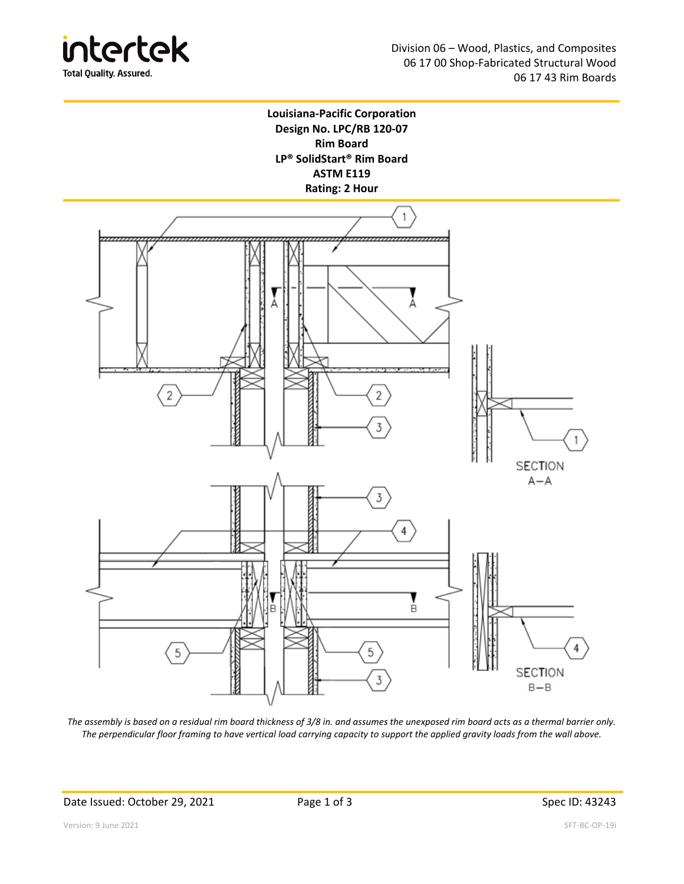Division 06 – Wood, Plastics, and Composites
06 17 00 Shop-Fabricated Structural Wood
06 17 43 Rim Boards

**Louisiana-Pacific Corporation**
**Design No. LPC/RB 120-07**
**Rim Board**
**LP® SolidStart® Rim Board**
**ASTM E119**
**Rating: 2 Hour**

*The assembly is based on a residual rim board thickness of 3/8 in. and assumes the unexposed rim board acts as a thermal barrier only. The perpendicular floor framing to have vertical load carrying capacity to support the applied gravity loads from the wall above.*

Date Issued: October 29, 2021

Spec ID: 43243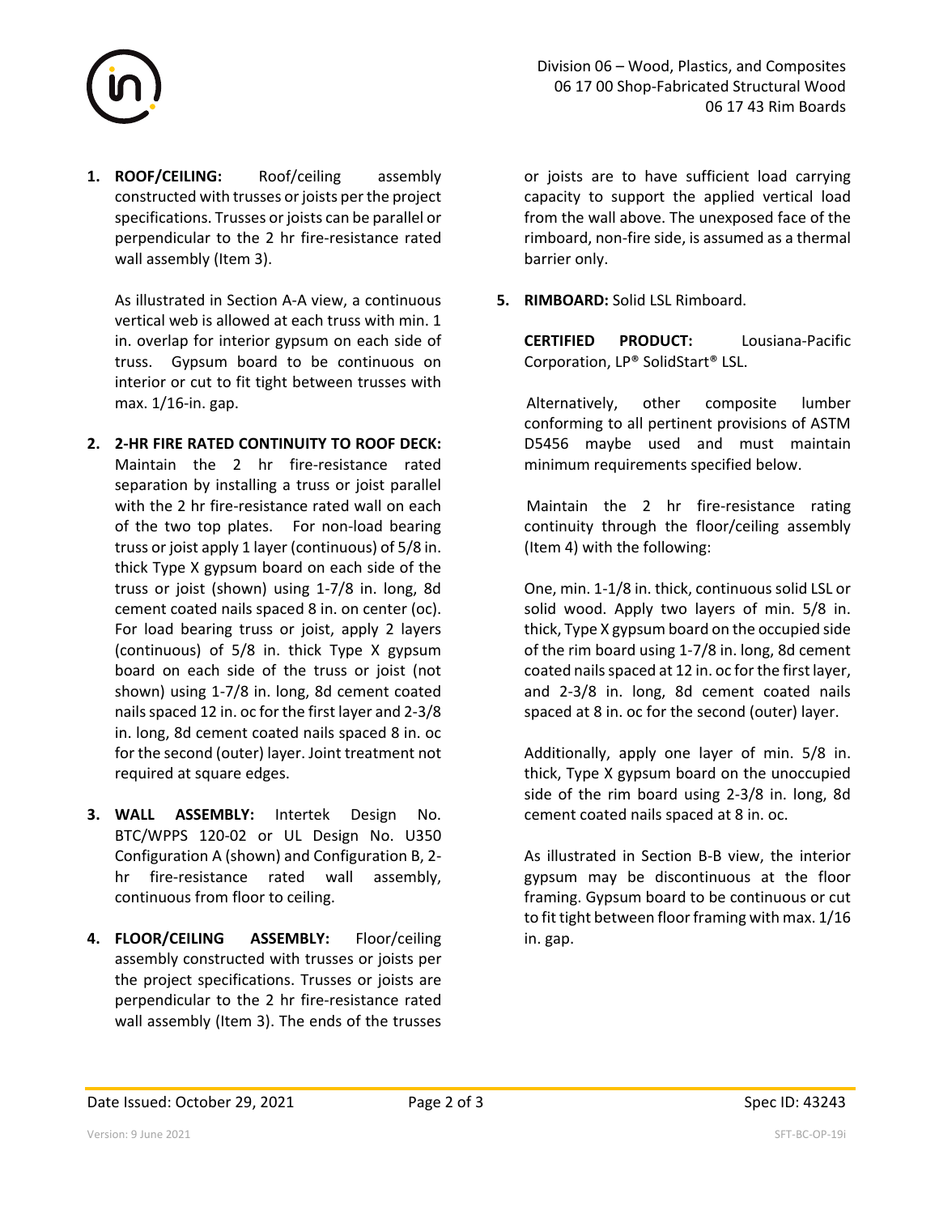1. **ROOF/CEILING:** Roof/ceiling assembly constructed with trusses or joists per the project specifications. Trusses or joists can be parallel or perpendicular to the 2 hr fire-resistance rated wall assembly (Item 3).

   As illustrated in Section A-A view, a continuous vertical web is allowed at each truss with min. 1 in. overlap for interior gypsum on each side of truss. Gypsum board to be continuous on interior or cut to fit tight between trusses with max. 1/16-in. gap.

2. **2-HR FIRE RATED CONTINUITY TO ROOF DECK:** Maintain the 2 hr fire-resistance rated separation by installing a truss or joist parallel with the 2 hr fire-resistance rated wall on each of the two top plates. For non-load bearing truss or joist apply 1 layer (continuous) of 5/8 in. thick Type X gypsum board on each side of the truss or joist (shown) using 1-7/8 in. long, 8d cement coated nails spaced 8 in. on center (oc). For load bearing truss or joist, apply 2 layers (continuous) of 5/8 in. thick Type X gypsum board on each side of the truss or joist (not shown) using 1-7/8 in. long, 8d cement coated nails spaced 12 in. oc for the first layer and 2-3/8 in. long, 8d cement coated nails spaced 8 in. oc for the second (outer) layer. Joint treatment not required at square edges.

3. **WALL ASSEMBLY:** Intertek Design No. BTC/WPPS 120-02 or UL Design No. U350 Configuration A (shown) and Configuration B, 2-hr fire-resistance rated wall assembly, continuous from floor to ceiling.

4. **FLOOR/CEILING ASSEMBLY:** Floor/ceiling assembly constructed with trusses or joists per the project specifications. Trusses or joists are perpendicular to the 2 hr fire-resistance rated wall assembly (Item 3). The ends of the trusses or joists are to have sufficient load carrying capacity to support the applied vertical load from the wall above. The unexposed face of the rimboard, non-fire side, is assumed as a thermal barrier only.

5. **RIMBOARD:** Solid LSL Rimboard.

   **CERTIFIED PRODUCT:** Lousiana-Pacific Corporation, LP® SolidStart® LSL.

   Alternatively, other composite lumber conforming to all pertinent provisions of ASTM D5456 maybe used and must maintain minimum requirements specified below.

   Maintain the 2 hr fire-resistance rating continuity through the floor/ceiling assembly (Item 4) with the following:

   One, min. 1-1/8 in. thick, continuous solid LSL or solid wood. Apply two layers of min. 5/8 in. thick, Type X gypsum board on the occupied side of the rim board using 1-7/8 in. long, 8d cement coated nails spaced at 12 in. oc for the first layer, and 2-3/8 in. long, 8d cement coated nails spaced at 8 in. oc for the second (outer) layer.

   Additionally, apply one layer of min. 5/8 in. thick, Type X gypsum board on the unoccupied side of the rim board using 2-3/8 in. long, 8d cement coated nails spaced at 8 in. oc.

   As illustrated in Section B-B view, the interior gypsum may be discontinuous at the floor framing. Gypsum board to be continuous or cut to fit tight between floor framing with max. 1/16 in. gap.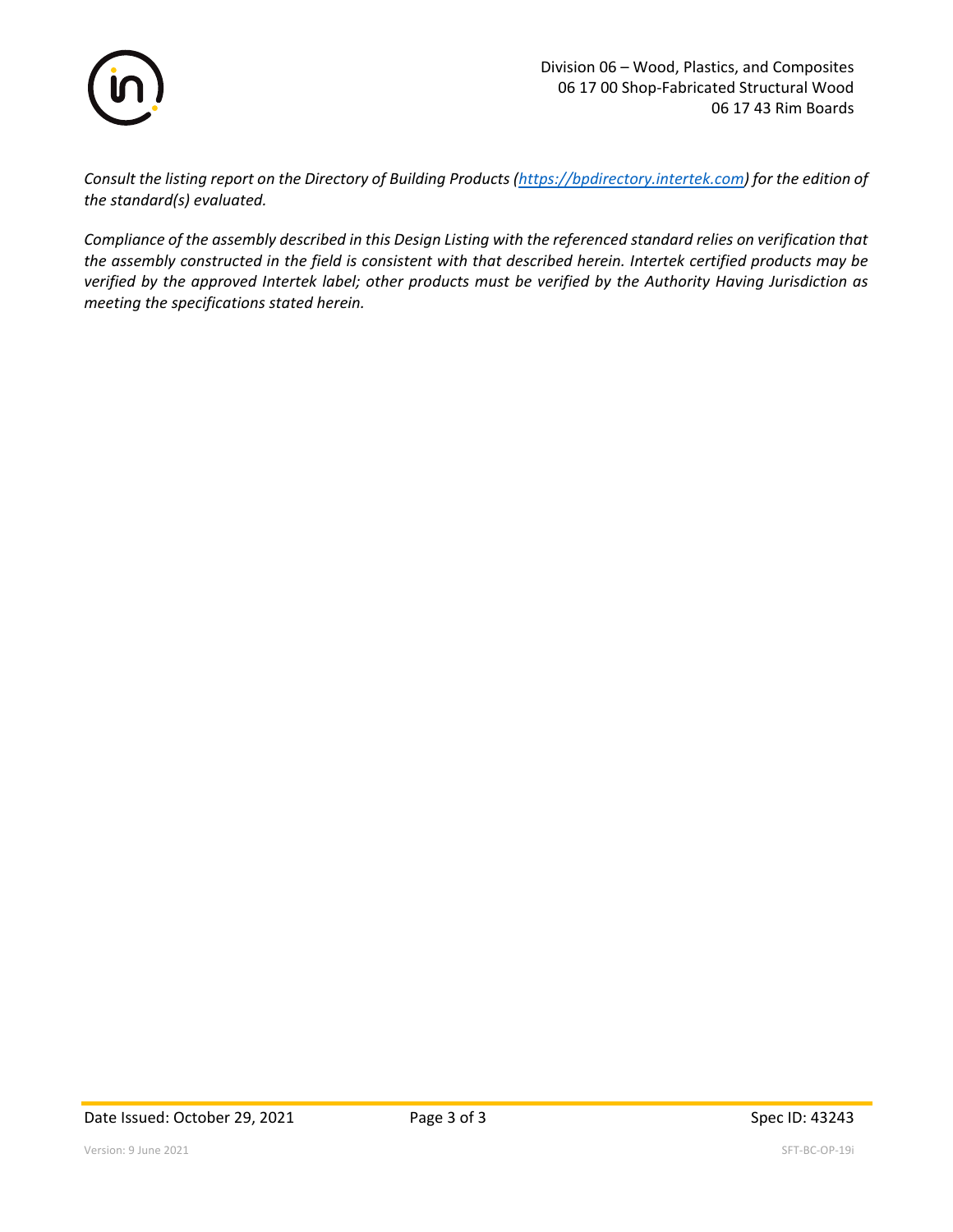*Consult the listing report on the Directory of Building Products ([https://bpdirectory.intertek.com](https://bpdirectory.intertek.com)) for the edition of the standard(s) evaluated.*

*Compliance of the assembly described in this Design Listing with the referenced standard relies on verification that the assembly constructed in the field is consistent with that described herein. Intertek certified products may be verified by the approved Intertek label; other products must be verified by the Authority Having Jurisdiction as meeting the specifications stated herein.*